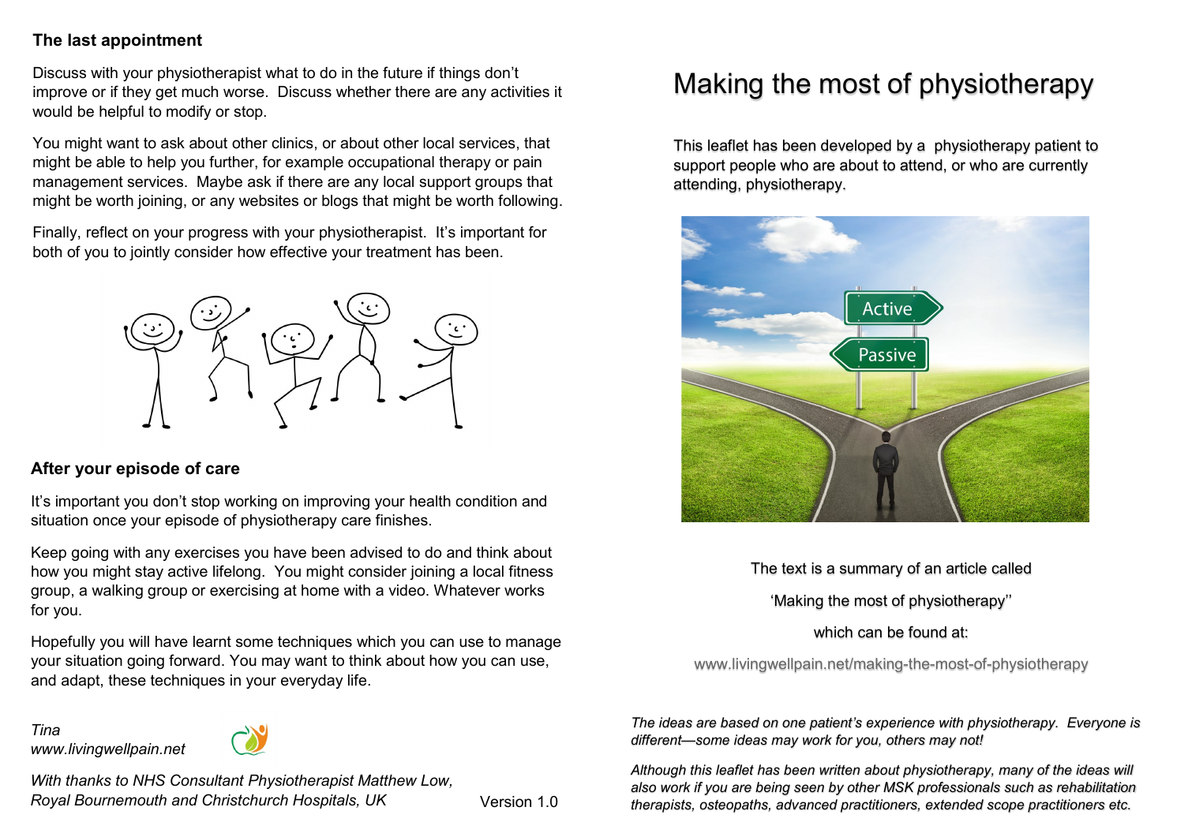## The last appointment

Discuss with your physiotherapist what to do in the future if things don't improve or if they get much worse. Discuss whether there are any activities it would be helpful to modify or stop.

You might want to ask about other clinics, or about other local services, that might be able to help you further, for example occupational therapy or pain management services. Maybe ask if there are any local support groups that might be worth joining, or any websites or blogs that might be worth following.

Finally, reflect on your progress with your physiotherapist. It's important for both of you to jointly consider how effective your treatment has been.

## After your episode of care

It's important you don't stop working on improving your health condition and situation once your episode of physiotherapy care finishes.

Keep going with any exercises you have been advised to do and think about how you might stay active lifelong. You might consider joining a local fitness group, a walking group or exercising at home with a video. Whatever works for you.

Hopefully you will have learnt some techniques which you can use to manage your situation going forward. You may want to think about how you can use, and adapt, these techniques in your everyday life.

*Tina*
*www.livingwellpain.net*

*With thanks to NHS Consultant Physiotherapist Matthew Low, Royal Bournemouth and Christchurch Hospitals, UK*

Version 1.0

# Making the most of physiotherapy

This leaflet has been developed by a physiotherapy patient to support people who are about to attend, or who are currently attending, physiotherapy.

The text is a summary of an article called

'Making the most of physiotherapy''

which can be found at:

www.livingwellpain.net/making-the-most-of-physiotherapy

*The ideas are based on one patient's experience with physiotherapy. Everyone is different—some ideas may work for you, others may not!*

*Although this leaflet has been written about physiotherapy, many of the ideas will also work if you are being seen by other MSK professionals such as rehabilitation therapists, osteopaths, advanced practitioners, extended scope practitioners etc.*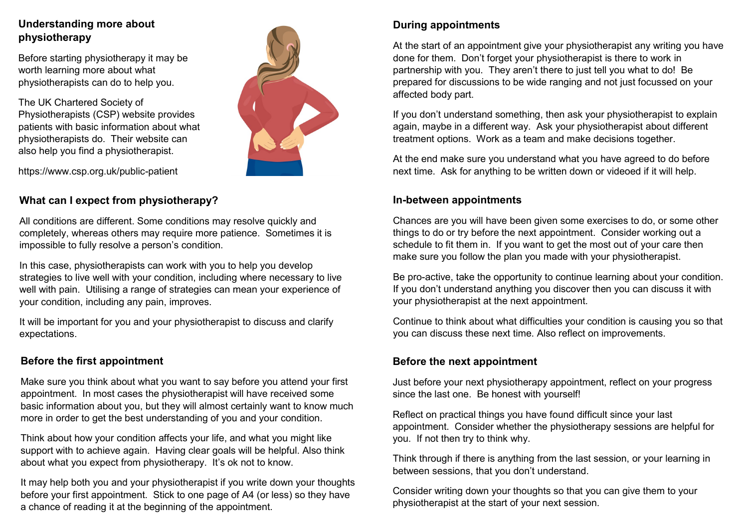## Understanding more about physiotherapy

Before starting physiotherapy it may be worth learning more about what physiotherapists can do to help you.

The UK Chartered Society of Physiotherapists (CSP) website provides patients with basic information about what physiotherapists do. Their website can also help you find a physiotherapist.

https://www.csp.org.uk/public-patient

## What can I expect from physiotherapy?

All conditions are different. Some conditions may resolve quickly and completely, whereas others may require more patience. Sometimes it is impossible to fully resolve a person's condition.

In this case, physiotherapists can work with you to help you develop strategies to live well with your condition, including where necessary to live well with pain. Utilising a range of strategies can mean your experience of your condition, including any pain, improves.

It will be important for you and your physiotherapist to discuss and clarify expectations.

## Before the first appointment

Make sure you think about what you want to say before you attend your first appointment. In most cases the physiotherapist will have received some basic information about you, but they will almost certainly want to know much more in order to get the best understanding of you and your condition.

Think about how your condition affects your life, and what you might like support with to achieve again. Having clear goals will be helpful. Also think about what you expect from physiotherapy. It's ok not to know.

It may help both you and your physiotherapist if you write down your thoughts before your first appointment. Stick to one page of A4 (or less) so they have a chance of reading it at the beginning of the appointment.

## During appointments

At the start of an appointment give your physiotherapist any writing you have done for them. Don't forget your physiotherapist is there to work in partnership with you. They aren't there to just tell you what to do! Be prepared for discussions to be wide ranging and not just focussed on your affected body part.

If you don't understand something, then ask your physiotherapist to explain again, maybe in a different way. Ask your physiotherapist about different treatment options. Work as a team and make decisions together.

At the end make sure you understand what you have agreed to do before next time. Ask for anything to be written down or videoed if it will help.

## In-between appointments

Chances are you will have been given some exercises to do, or some other things to do or try before the next appointment. Consider working out a schedule to fit them in. If you want to get the most out of your care then make sure you follow the plan you made with your physiotherapist.

Be pro-active, take the opportunity to continue learning about your condition. If you don't understand anything you discover then you can discuss it with your physiotherapist at the next appointment.

Continue to think about what difficulties your condition is causing you so that you can discuss these next time. Also reflect on improvements.

## Before the next appointment

Just before your next physiotherapy appointment, reflect on your progress since the last one. Be honest with yourself!

Reflect on practical things you have found difficult since your last appointment. Consider whether the physiotherapy sessions are helpful for you. If not then try to think why.

Think through if there is anything from the last session, or your learning in between sessions, that you don't understand.

Consider writing down your thoughts so that you can give them to your physiotherapist at the start of your next session.